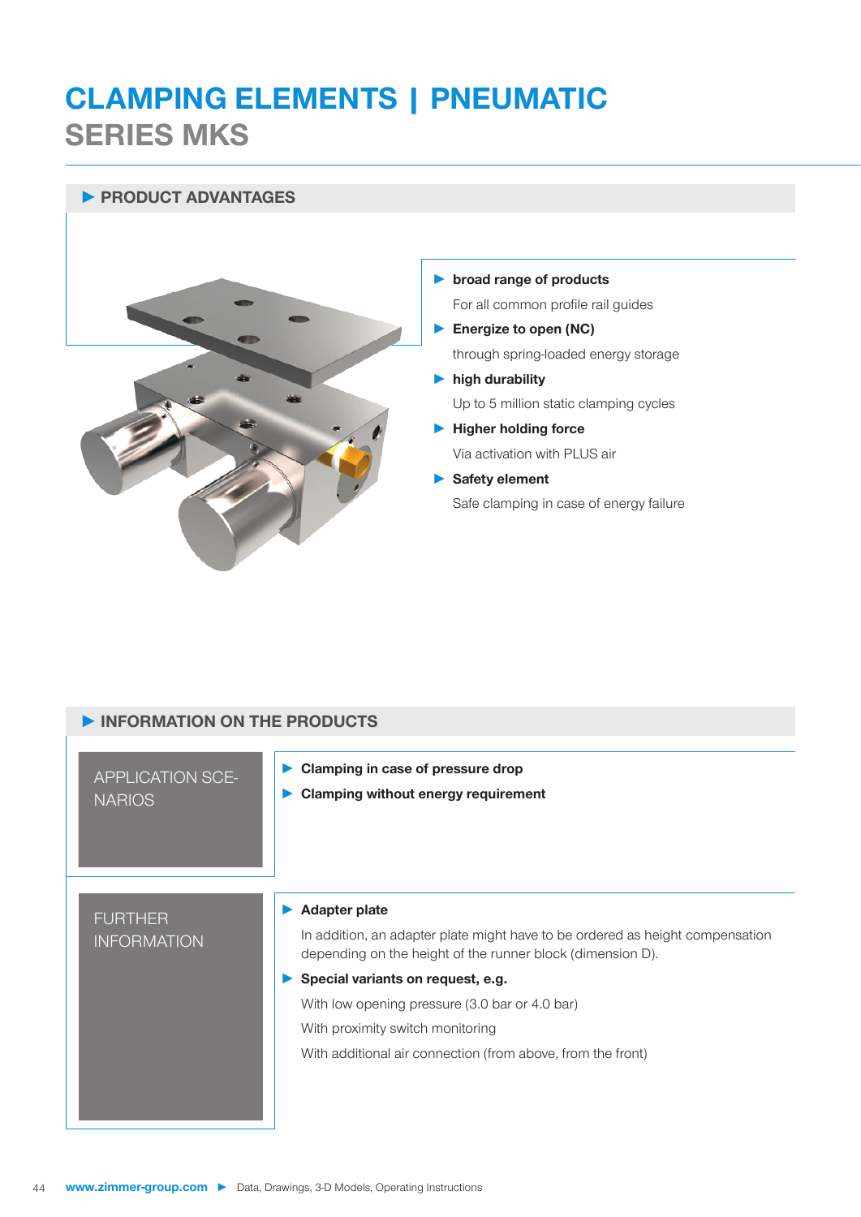# CLAMPING ELEMENTS | PNEUMATIC
## SERIES MKS

### ▶ PRODUCT ADVANTAGES

- **broad range of products**
  For all common profile rail guides
- **Energize to open (NC)**
  through spring-loaded energy storage
- **high durability**
  Up to 5 million static clamping cycles
- **Higher holding force**
  Via activation with PLUS air
- **Safety element**
  Safe clamping in case of energy failure

### ▶ INFORMATION ON THE PRODUCTS

#### APPLICATION SCENARIOS

- **Clamping in case of pressure drop**
- **Clamping without energy requirement**

#### FURTHER INFORMATION

- **Adapter plate**
  In addition, an adapter plate might have to be ordered as height compensation depending on the height of the runner block (dimension D).
- **Special variants on request, e.g.**
  With low opening pressure (3.0 bar or 4.0 bar)
  With proximity switch monitoring
  With additional air connection (from above, from the front)

www.zimmer-group.com ▶ Data, Drawings, 3-D Models, Operating Instructions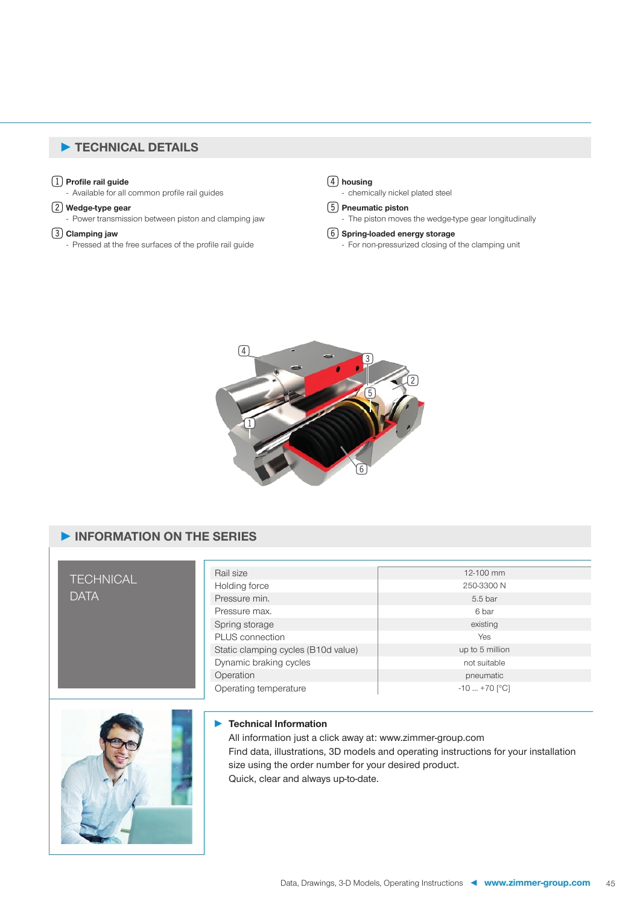## TECHNICAL DETAILS

1. **Profile rail guide**
   - Available for all common profile rail guides
2. **Wedge-type gear**
   - Power transmission between piston and clamping jaw
3. **Clamping jaw**
   - Pressed at the free surfaces of the profile rail guide
4. **housing**
   - chemically nickel plated steel
5. **Pneumatic piston**
   - The piston moves the wedge-type gear longitudinally
6. **Spring-loaded energy storage**
   - For non-pressurized closing of the clamping unit

## INFORMATION ON THE SERIES

TECHNICAL DATA

| | |
|---|---|
| Rail size | 12-100 mm |
| Holding force | 250-3300 N |
| Pressure min. | 5.5 bar |
| Pressure max. | 6 bar |
| Spring storage | existing |
| PLUS connection | Yes |
| Static clamping cycles (B10d value) | up to 5 million |
| Dynamic braking cycles | not suitable |
| Operation | pneumatic |
| Operating temperature | -10 ... +70 [°C] |

### Technical Information

All information just a click away at: www.zimmer-group.com
Find data, illustrations, 3D models and operating instructions for your installation size using the order number for your desired product.
Quick, clear and always up-to-date.